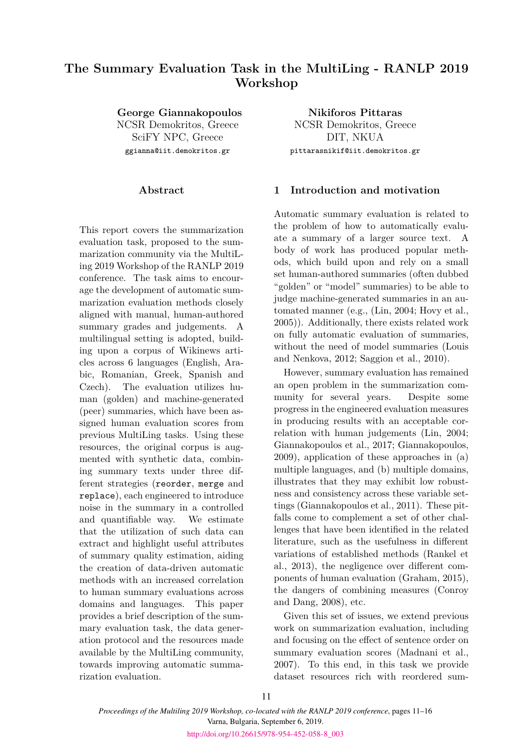# The Summary Evaluation Task in the MultiLing - RANLP 2019 Workshop

**George Giannakopoulos**
NCSR Demokritos, Greece
SciFY NPC, Greece
ggianna@iit.demokritos.gr

**Nikiforos Pittaras**
NCSR Demokritos, Greece
DIT, NKUA
pittarasnikif@iit.demokritos.gr

## Abstract

This report covers the summarization evaluation task, proposed to the summarization community via the MultiLing 2019 Workshop of the RANLP 2019 conference. The task aims to encourage the development of automatic summarization evaluation methods closely aligned with manual, human-authored summary grades and judgements. A multilingual setting is adopted, building upon a corpus of Wikinews articles across 6 languages (English, Arabic, Romanian, Greek, Spanish and Czech). The evaluation utilizes human (golden) and machine-generated (peer) summaries, which have been assigned human evaluation scores from previous MultiLing tasks. Using these resources, the original corpus is augmented with synthetic data, combining summary texts under three different strategies (`reorder`, `merge` and `replace`), each engineered to introduce noise in the summary in a controlled and quantifiable way. We estimate that the utilization of such data can extract and highlight useful attributes of summary quality estimation, aiding the creation of data-driven automatic methods with an increased correlation to human summary evaluations across domains and languages. This paper provides a brief description of the summary evaluation task, the data generation protocol and the resources made available by the MultiLing community, towards improving automatic summarization evaluation.

## 1 Introduction and motivation

Automatic summary evaluation is related to the problem of how to automatically evaluate a summary of a larger source text. A body of work has produced popular methods, which build upon and rely on a small set human-authored summaries (often dubbed "golden" or "model" summaries) to be able to judge machine-generated summaries in an automated manner (e.g., (Lin, 2004; Hovy et al., 2005)). Additionally, there exists related work on fully automatic evaluation of summaries, without the need of model summaries (Louis and Nenkova, 2012; Saggion et al., 2010).

However, summary evaluation has remained an open problem in the summarization community for several years. Despite some progress in the engineered evaluation measures in producing results with an acceptable correlation with human judgements (Lin, 2004; Giannakopoulos et al., 2017; Giannakopoulos, 2009), application of these approaches in (a) multiple languages, and (b) multiple domains, illustrates that they may exhibit low robustness and consistency across these variable settings (Giannakopoulos et al., 2011). These pitfalls come to complement a set of other challenges that have been identified in the related literature, such as the usefulness in different variations of established methods (Rankel et al., 2013), the negligence over different components of human evaluation (Graham, 2015), the dangers of combining measures (Conroy and Dang, 2008), etc.

Given this set of issues, we extend previous work on summarization evaluation, including and focusing on the effect of sentence order on summary evaluation scores (Madnani et al., 2007). To this end, in this task we provide dataset resources rich with reordered sum-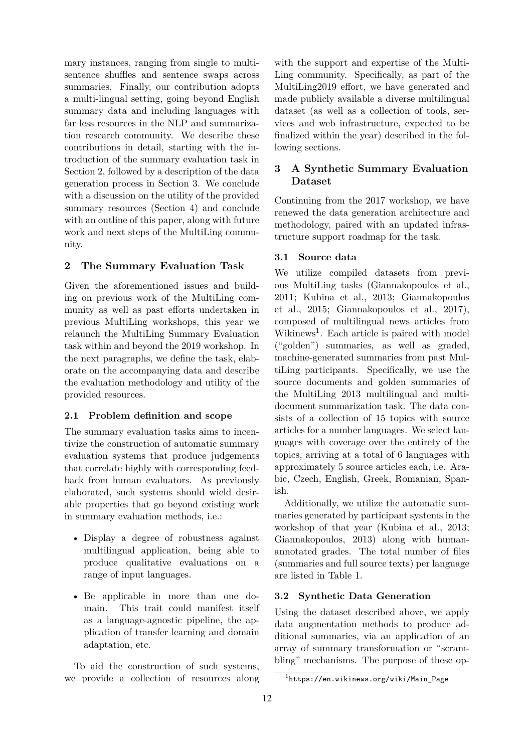mary instances, ranging from single to multi-sentence shuffles and sentence swaps across summaries. Finally, our contribution adopts a multi-lingual setting, going beyond English summary data and including languages with far less resources in the NLP and summarization research community. We describe these contributions in detail, starting with the introduction of the summary evaluation task in Section 2, followed by a description of the data generation process in Section 3. We conclude with a discussion on the utility of the provided summary resources (Section 4) and conclude with an outline of this paper, along with future work and next steps of the MultiLing community.

## 2 The Summary Evaluation Task

Given the aforementioned issues and building on previous work of the MultiLing community as well as past efforts undertaken in previous MultiLing workshops, this year we relaunch the MultiLing Summary Evaluation task within and beyond the 2019 workshop. In the next paragraphs, we define the task, elaborate on the accompanying data and describe the evaluation methodology and utility of the provided resources.

### 2.1 Problem definition and scope

The summary evaluation tasks aims to incentivize the construction of automatic summary evaluation systems that produce judgements that correlate highly with corresponding feedback from human evaluators. As previously elaborated, such systems should wield desirable properties that go beyond existing work in summary evaluation methods, i.e.:

- Display a degree of robustness against multilingual application, being able to produce qualitative evaluations on a range of input languages.
- Be applicable in more than one domain. This trait could manifest itself as a language-agnostic pipeline, the application of transfer learning and domain adaptation, etc.

To aid the construction of such systems, we provide a collection of resources along with the support and expertise of the MultiLing community. Specifically, as part of the MultiLing2019 effort, we have generated and made publicly available a diverse multilingual dataset (as well as a collection of tools, services and web infrastructure, expected to be finalized within the year) described in the following sections.

## 3 A Synthetic Summary Evaluation Dataset

Continuing from the 2017 workshop, we have renewed the data generation architecture and methodology, paired with an updated infrastructure support roadmap for the task.

### 3.1 Source data

We utilize compiled datasets from previous MultiLing tasks (Giannakopoulos et al., 2011; Kubina et al., 2013; Giannakopoulos et al., 2015; Giannakopoulos et al., 2017), composed of multilingual news articles from Wikinews[1]. Each article is paired with model ("golden") summaries, as well as graded, machine-generated summaries from past MultiLing participants. Specifically, we use the source documents and golden summaries of the MultiLing 2013 multilingual and multi-document summarization task. The data consists of a collection of 15 topics with source articles for a number languages. We select languages with coverage over the entirety of the topics, arriving at a total of 6 languages with approximately 5 source articles each, i.e. Arabic, Czech, English, Greek, Romanian, Spanish.

Additionally, we utilize the automatic summaries generated by participant systems in the workshop of that year (Kubina et al., 2013; Giannakopoulos, 2013) along with human-annotated grades. The total number of files (summaries and full source texts) per language are listed in Table 1.

### 3.2 Synthetic Data Generation

Using the dataset described above, we apply data augmentation methods to produce additional summaries, via an application of an array of summary transformation or "scrambling" mechanisms. The purpose of these op-

[1] https://en.wikinews.org/wiki/Main_Page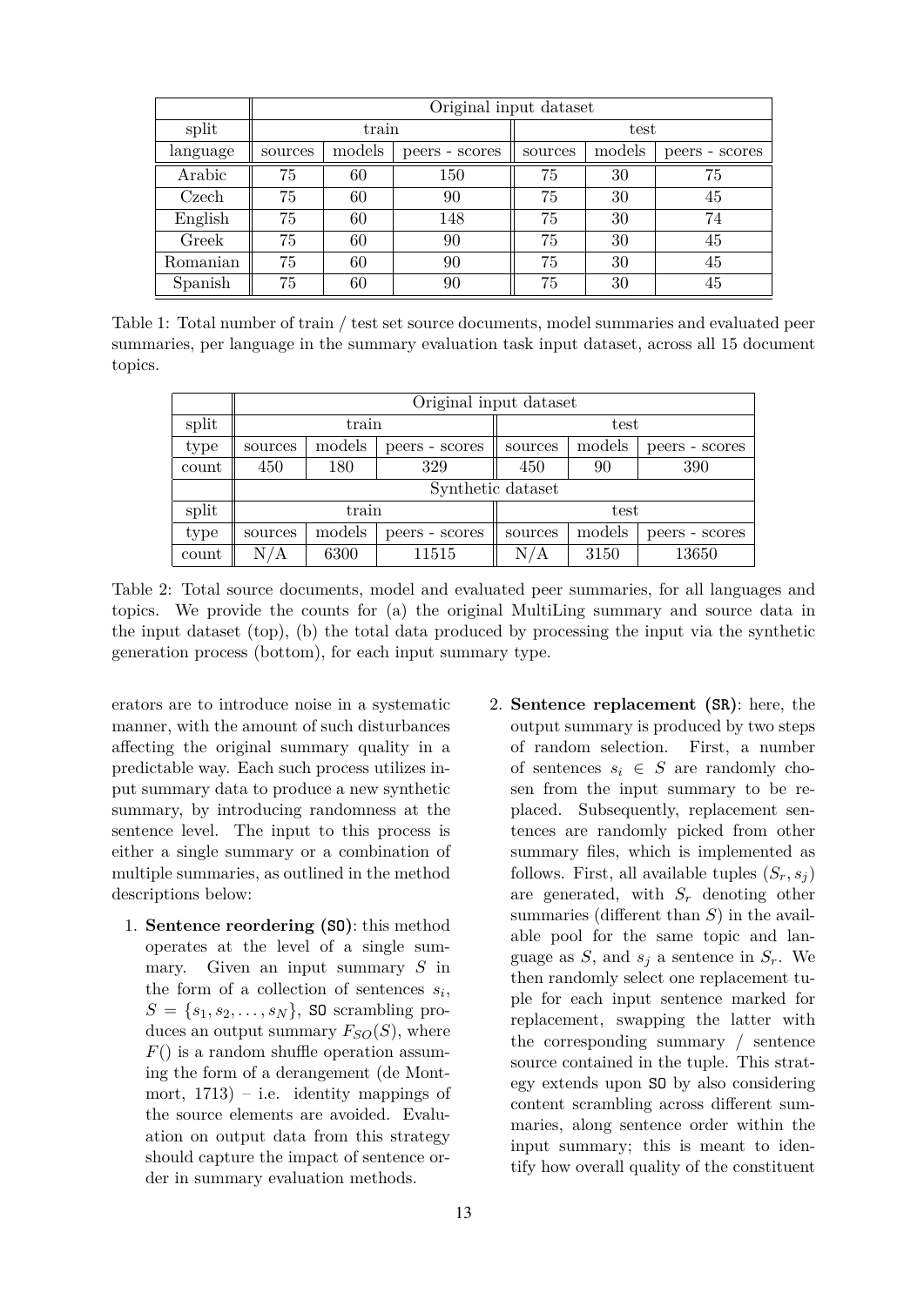| | Original input dataset | | | | | |
|---|---|---|---|---|---|---|
| split | train | | | test | | |
| language | sources | models | peers - scores | sources | models | peers - scores |
| Arabic | 75 | 60 | 150 | 75 | 30 | 75 |
| Czech | 75 | 60 | 90 | 75 | 30 | 45 |
| English | 75 | 60 | 148 | 75 | 30 | 74 |
| Greek | 75 | 60 | 90 | 75 | 30 | 45 |
| Romanian | 75 | 60 | 90 | 75 | 30 | 45 |
| Spanish | 75 | 60 | 90 | 75 | 30 | 45 |

Table 1: Total number of train / test set source documents, model summaries and evaluated peer summaries, per language in the summary evaluation task input dataset, across all 15 document topics.

| | Original input dataset | | | | | |
|---|---|---|---|---|---|---|
| split | train | | | test | | |
| type | sources | models | peers - scores | sources | models | peers - scores |
| count | 450 | 180 | 329 | 450 | 90 | 390 |
| | Synthetic dataset | | | | | |
| split | train | | | test | | |
| type | sources | models | peers - scores | sources | models | peers - scores |
| count | N/A | 6300 | 11515 | N/A | 3150 | 13650 |

Table 2: Total source documents, model and evaluated peer summaries, for all languages and topics. We provide the counts for (a) the original MultiLing summary and source data in the input dataset (top), (b) the total data produced by processing the input via the synthetic generation process (bottom), for each input summary type.

erators are to introduce noise in a systematic manner, with the amount of such disturbances affecting the original summary quality in a predictable way. Each such process utilizes input summary data to produce a new synthetic summary, by introducing randomness at the sentence level. The input to this process is either a single summary or a combination of multiple summaries, as outlined in the method descriptions below:

1. **Sentence reordering (`SO`)**: this method operates at the level of a single summary. Given an input summary $S$ in the form of a collection of sentences $s_i$, $S = \{s_1, s_2, \ldots, s_N\}$, `SO` scrambling produces an output summary $F_{SO}(S)$, where $F()$ is a random shuffle operation assuming the form of a derangement (de Montmort, 1713) – i.e. identity mappings of the source elements are avoided. Evaluation on output data from this strategy should capture the impact of sentence order in summary evaluation methods.

2. **Sentence replacement (`SR`)**: here, the output summary is produced by two steps of random selection. First, a number of sentences $s_i \in S$ are randomly chosen from the input summary to be replaced. Subsequently, replacement sentences are randomly picked from other summary files, which is implemented as follows. First, all available tuples $(S_r, s_j)$ are generated, with $S_r$ denoting other summaries (different than $S$) in the available pool for the same topic and language as $S$, and $s_j$ a sentence in $S_r$. We then randomly select one replacement tuple for each input sentence marked for replacement, swapping the latter with the corresponding summary / sentence source contained in the tuple. This strategy extends upon `SO` by also considering content scrambling across different summaries, along sentence order within the input summary; this is meant to identify how overall quality of the constituent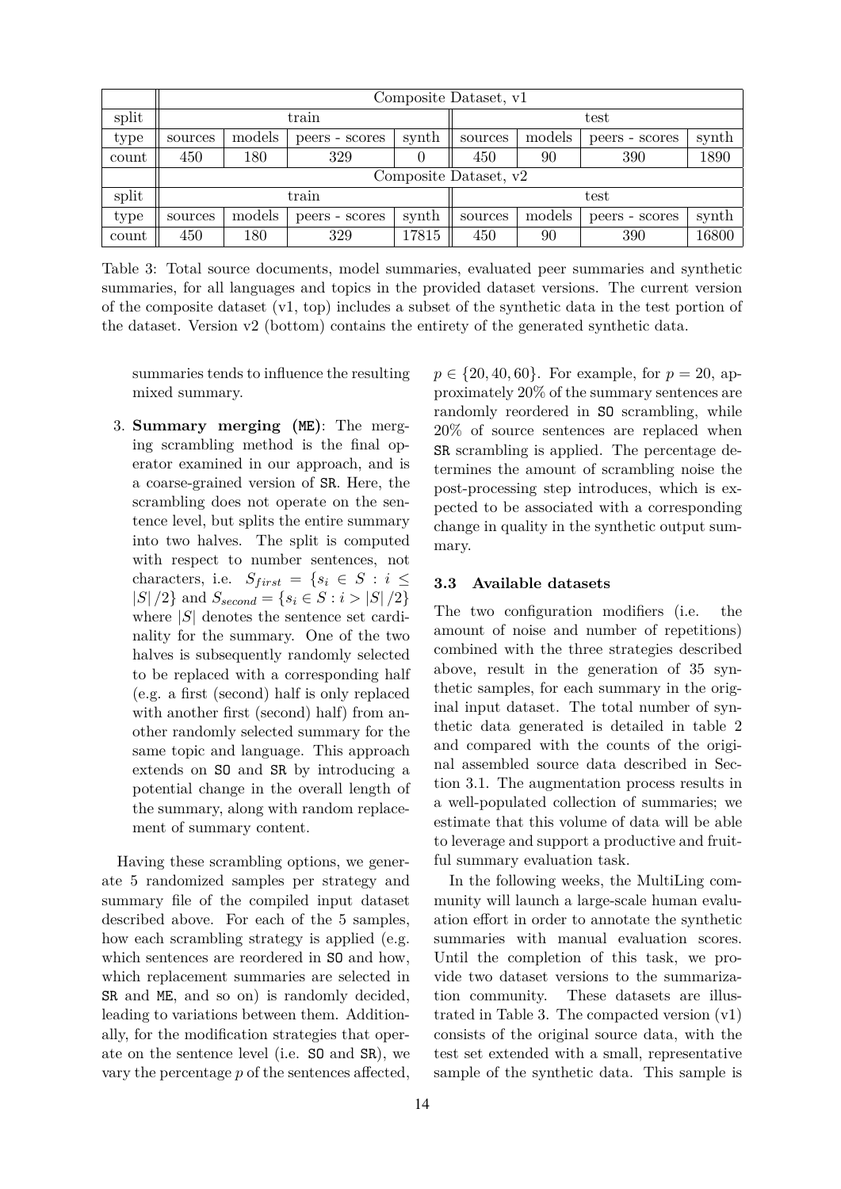| | Composite Dataset, v1 | | | | | | | |
|---|---|---|---|---|---|---|---|---|
| split | train | | | | test | | | |
| type | sources | models | peers - scores | synth | sources | models | peers - scores | synth |
| count | 450 | 180 | 329 | 0 | 450 | 90 | 390 | 1890 |
| | Composite Dataset, v2 | | | | | | | |
| split | train | | | | test | | | |
| type | sources | models | peers - scores | synth | sources | models | peers - scores | synth |
| count | 450 | 180 | 329 | 17815 | 450 | 90 | 390 | 16800 |

Table 3: Total source documents, model summaries, evaluated peer summaries and synthetic summaries, for all languages and topics in the provided dataset versions. The current version of the composite dataset (v1, top) includes a subset of the synthetic data in the test portion of the dataset. Version v2 (bottom) contains the entirety of the generated synthetic data.

summaries tends to influence the resulting mixed summary.

3. **Summary merging (ME)**: The merging scrambling method is the final operator examined in our approach, and is a coarse-grained version of SR. Here, the scrambling does not operate on the sentence level, but splits the entire summary into two halves. The split is computed with respect to number sentences, not characters, i.e. $S_{first} = \{s_i \in S : i \leq |S|/2\}$ and $S_{second} = \{s_i \in S : i > |S|/2\}$ where $|S|$ denotes the sentence set cardinality for the summary. One of the two halves is subsequently randomly selected to be replaced with a corresponding half (e.g. a first (second) half is only replaced with another first (second) half) from another randomly selected summary for the same topic and language. This approach extends on SO and SR by introducing a potential change in the overall length of the summary, along with random replacement of summary content.

Having these scrambling options, we generate 5 randomized samples per strategy and summary file of the compiled input dataset described above. For each of the 5 samples, how each scrambling strategy is applied (e.g. which sentences are reordered in SO and how, which replacement summaries are selected in SR and ME, and so on) is randomly decided, leading to variations between them. Additionally, for the modification strategies that operate on the sentence level (i.e. SO and SR), we vary the percentage $p$ of the sentences affected, $p \in \{20, 40, 60\}$. For example, for $p = 20$, approximately 20% of the summary sentences are randomly reordered in SO scrambling, while 20% of source sentences are replaced when SR scrambling is applied. The percentage determines the amount of scrambling noise the post-processing step introduces, which is expected to be associated with a corresponding change in quality in the synthetic output summary.

### 3.3 Available datasets

The two configuration modifiers (i.e. the amount of noise and number of repetitions) combined with the three strategies described above, result in the generation of 35 synthetic samples, for each summary in the original input dataset. The total number of synthetic data generated is detailed in table 2 and compared with the counts of the original assembled source data described in Section 3.1. The augmentation process results in a well-populated collection of summaries; we estimate that this volume of data will be able to leverage and support a productive and fruitful summary evaluation task.

In the following weeks, the MultiLing community will launch a large-scale human evaluation effort in order to annotate the synthetic summaries with manual evaluation scores. Until the completion of this task, we provide two dataset versions to the summarization community. These datasets are illustrated in Table 3. The compacted version (v1) consists of the original source data, with the test set extended with a small, representative sample of the synthetic data. This sample is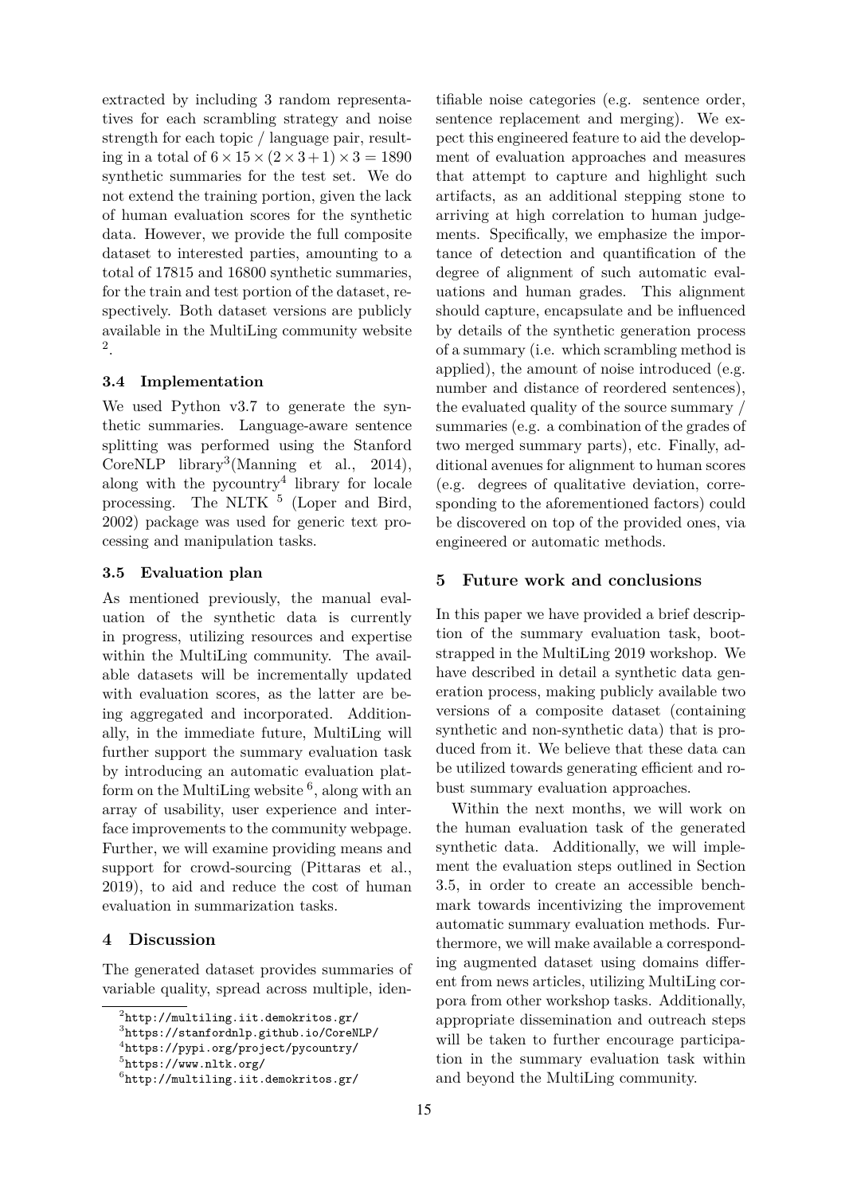extracted by including 3 random representatives for each scrambling strategy and noise strength for each topic / language pair, resulting in a total of $6 \times 15 \times (2 \times 3 + 1) \times 3 = 1890$ synthetic summaries for the test set. We do not extend the training portion, given the lack of human evaluation scores for the synthetic data. However, we provide the full composite dataset to interested parties, amounting to a total of 17815 and 16800 synthetic summaries, for the train and test portion of the dataset, respectively. Both dataset versions are publicly available in the MultiLing community website [2].

### 3.4 Implementation

We used Python v3.7 to generate the synthetic summaries. Language-aware sentence splitting was performed using the Stanford CoreNLP library[3](Manning et al., 2014), along with the pycountry[4] library for locale processing. The NLTK [5] (Loper and Bird, 2002) package was used for generic text processing and manipulation tasks.

### 3.5 Evaluation plan

As mentioned previously, the manual evaluation of the synthetic data is currently in progress, utilizing resources and expertise within the MultiLing community. The available datasets will be incrementally updated with evaluation scores, as the latter are being aggregated and incorporated. Additionally, in the immediate future, MultiLing will further support the summary evaluation task by introducing an automatic evaluation platform on the MultiLing website [6], along with an array of usability, user experience and interface improvements to the community webpage. Further, we will examine providing means and support for crowd-sourcing (Pittaras et al., 2019), to aid and reduce the cost of human evaluation in summarization tasks.

## 4 Discussion

The generated dataset provides summaries of variable quality, spread across multiple, identifiable noise categories (e.g. sentence order, sentence replacement and merging). We expect this engineered feature to aid the development of evaluation approaches and measures that attempt to capture and highlight such artifacts, as an additional stepping stone to arriving at high correlation to human judgements. Specifically, we emphasize the importance of detection and quantification of the degree of alignment of such automatic evaluations and human grades. This alignment should capture, encapsulate and be influenced by details of the synthetic generation process of a summary (i.e. which scrambling method is applied), the amount of noise introduced (e.g. number and distance of reordered sentences), the evaluated quality of the source summary / summaries (e.g. a combination of the grades of two merged summary parts), etc. Finally, additional avenues for alignment to human scores (e.g. degrees of qualitative deviation, corresponding to the aforementioned factors) could be discovered on top of the provided ones, via engineered or automatic methods.

## 5 Future work and conclusions

In this paper we have provided a brief description of the summary evaluation task, bootstrapped in the MultiLing 2019 workshop. We have described in detail a synthetic data generation process, making publicly available two versions of a composite dataset (containing synthetic and non-synthetic data) that is produced from it. We believe that these data can be utilized towards generating efficient and robust summary evaluation approaches.

Within the next months, we will work on the human evaluation task of the generated synthetic data. Additionally, we will implement the evaluation steps outlined in Section 3.5, in order to create an accessible benchmark towards incentivizing the improvement automatic summary evaluation methods. Furthermore, we will make available a corresponding augmented dataset using domains different from news articles, utilizing MultiLing corpora from other workshop tasks. Additionally, appropriate dissemination and outreach steps will be taken to further encourage participation in the summary evaluation task within and beyond the MultiLing community.

[2] http://multiling.iit.demokritos.gr/

[3] https://stanfordnlp.github.io/CoreNLP/

[4] https://pypi.org/project/pycountry/

[5] https://www.nltk.org/

[6] http://multiling.iit.demokritos.gr/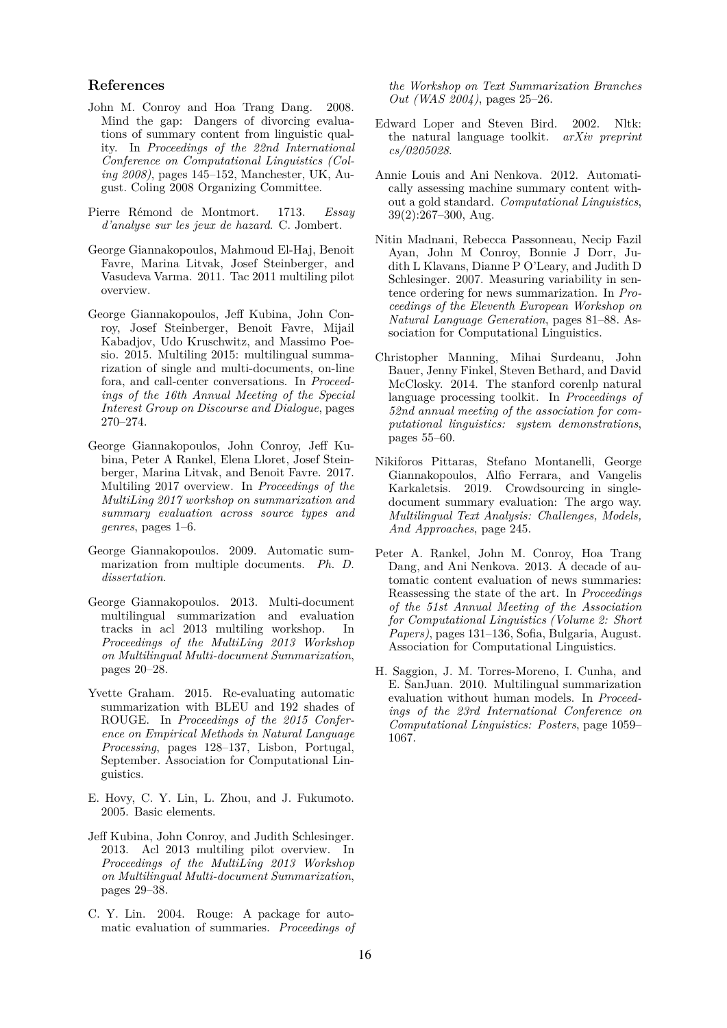## References

John M. Conroy and Hoa Trang Dang. 2008. Mind the gap: Dangers of divorcing evaluations of summary content from linguistic quality. In *Proceedings of the 22nd International Conference on Computational Linguistics (Coling 2008)*, pages 145–152, Manchester, UK, August. Coling 2008 Organizing Committee.

Pierre Rémond de Montmort. 1713. *Essay d'analyse sur les jeux de hazard*. C. Jombert.

George Giannakopoulos, Mahmoud El-Haj, Benoit Favre, Marina Litvak, Josef Steinberger, and Vasudeva Varma. 2011. Tac 2011 multiling pilot overview.

George Giannakopoulos, Jeff Kubina, John Conroy, Josef Steinberger, Benoit Favre, Mijail Kabadjov, Udo Kruschwitz, and Massimo Poesio. 2015. Multiling 2015: multilingual summarization of single and multi-documents, on-line fora, and call-center conversations. In *Proceedings of the 16th Annual Meeting of the Special Interest Group on Discourse and Dialogue*, pages 270–274.

George Giannakopoulos, John Conroy, Jeff Kubina, Peter A Rankel, Elena Lloret, Josef Steinberger, Marina Litvak, and Benoit Favre. 2017. Multiling 2017 overview. In *Proceedings of the MultiLing 2017 workshop on summarization and summary evaluation across source types and genres*, pages 1–6.

George Giannakopoulos. 2009. Automatic summarization from multiple documents. *Ph. D. dissertation*.

George Giannakopoulos. 2013. Multi-document multilingual summarization and evaluation tracks in acl 2013 multiling workshop. In *Proceedings of the MultiLing 2013 Workshop on Multilingual Multi-document Summarization*, pages 20–28.

Yvette Graham. 2015. Re-evaluating automatic summarization with BLEU and 192 shades of ROUGE. In *Proceedings of the 2015 Conference on Empirical Methods in Natural Language Processing*, pages 128–137, Lisbon, Portugal, September. Association for Computational Linguistics.

E. Hovy, C. Y. Lin, L. Zhou, and J. Fukumoto. 2005. Basic elements.

Jeff Kubina, John Conroy, and Judith Schlesinger. 2013. Acl 2013 multiling pilot overview. In *Proceedings of the MultiLing 2013 Workshop on Multilingual Multi-document Summarization*, pages 29–38.

C. Y. Lin. 2004. Rouge: A package for automatic evaluation of summaries. *Proceedings of the Workshop on Text Summarization Branches Out (WAS 2004)*, pages 25–26.

Edward Loper and Steven Bird. 2002. Nltk: the natural language toolkit. *arXiv preprint cs/0205028*.

Annie Louis and Ani Nenkova. 2012. Automatically assessing machine summary content without a gold standard. *Computational Linguistics*, 39(2):267–300, Aug.

Nitin Madnani, Rebecca Passonneau, Necip Fazil Ayan, John M Conroy, Bonnie J Dorr, Judith L Klavans, Dianne P O'Leary, and Judith D Schlesinger. 2007. Measuring variability in sentence ordering for news summarization. In *Proceedings of the Eleventh European Workshop on Natural Language Generation*, pages 81–88. Association for Computational Linguistics.

Christopher Manning, Mihai Surdeanu, John Bauer, Jenny Finkel, Steven Bethard, and David McClosky. 2014. The stanford corenlp natural language processing toolkit. In *Proceedings of 52nd annual meeting of the association for computational linguistics: system demonstrations*, pages 55–60.

Nikiforos Pittaras, Stefano Montanelli, George Giannakopoulos, Alfio Ferrara, and Vangelis Karkaletsis. 2019. Crowdsourcing in single-document summary evaluation: The argo way. *Multilingual Text Analysis: Challenges, Models, And Approaches*, page 245.

Peter A. Rankel, John M. Conroy, Hoa Trang Dang, and Ani Nenkova. 2013. A decade of automatic content evaluation of news summaries: Reassessing the state of the art. In *Proceedings of the 51st Annual Meeting of the Association for Computational Linguistics (Volume 2: Short Papers)*, pages 131–136, Sofia, Bulgaria, August. Association for Computational Linguistics.

H. Saggion, J. M. Torres-Moreno, I. Cunha, and E. SanJuan. 2010. Multilingual summarization evaluation without human models. In *Proceedings of the 23rd International Conference on Computational Linguistics: Posters*, page 1059–1067.